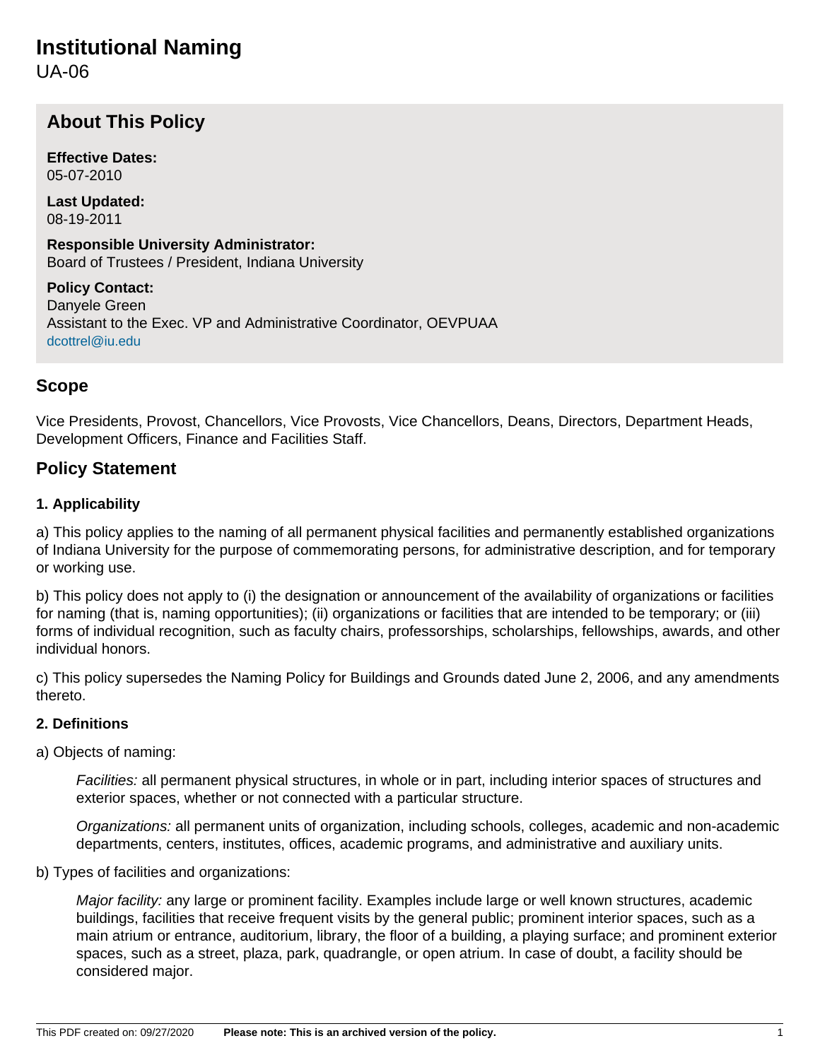# Institutional Naming

UA-06

## About This Policy

**Effective Dates:**
05-07-2010

**Last Updated:**
08-19-2011

**Responsible University Administrator:**
Board of Trustees / President, Indiana University

**Policy Contact:**
Danyele Green
Assistant to the Exec. VP and Administrative Coordinator, OEVPUAA
dcottrel@iu.edu

## Scope

Vice Presidents, Provost, Chancellors, Vice Provosts, Vice Chancellors, Deans, Directors, Department Heads, Development Officers, Finance and Facilities Staff.

## Policy Statement

### 1. Applicability

a) This policy applies to the naming of all permanent physical facilities and permanently established organizations of Indiana University for the purpose of commemorating persons, for administrative description, and for temporary or working use.

b) This policy does not apply to (i) the designation or announcement of the availability of organizations or facilities for naming (that is, naming opportunities); (ii) organizations or facilities that are intended to be temporary; or (iii) forms of individual recognition, such as faculty chairs, professorships, scholarships, fellowships, awards, and other individual honors.

c) This policy supersedes the Naming Policy for Buildings and Grounds dated June 2, 2006, and any amendments thereto.

### 2. Definitions

a) Objects of naming:

> *Facilities:* all permanent physical structures, in whole or in part, including interior spaces of structures and exterior spaces, whether or not connected with a particular structure.
>
> *Organizations:* all permanent units of organization, including schools, colleges, academic and non-academic departments, centers, institutes, offices, academic programs, and administrative and auxiliary units.

b) Types of facilities and organizations:

> *Major facility:* any large or prominent facility. Examples include large or well known structures, academic buildings, facilities that receive frequent visits by the general public; prominent interior spaces, such as a main atrium or entrance, auditorium, library, the floor of a building, a playing surface; and prominent exterior spaces, such as a street, plaza, park, quadrangle, or open atrium. In case of doubt, a facility should be considered major.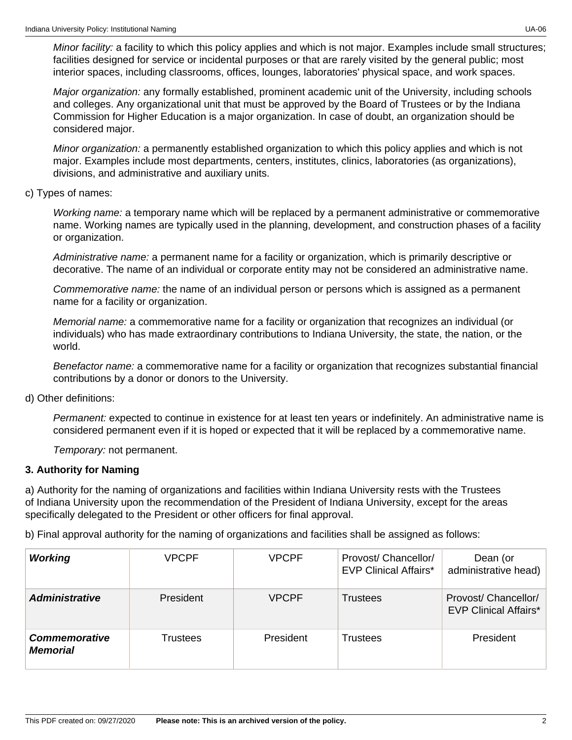*Minor facility:* a facility to which this policy applies and which is not major. Examples include small structures; facilities designed for service or incidental purposes or that are rarely visited by the general public; most interior spaces, including classrooms, offices, lounges, laboratories' physical space, and work spaces.

*Major organization:* any formally established, prominent academic unit of the University, including schools and colleges. Any organizational unit that must be approved by the Board of Trustees or by the Indiana Commission for Higher Education is a major organization. In case of doubt, an organization should be considered major.

*Minor organization:* a permanently established organization to which this policy applies and which is not major. Examples include most departments, centers, institutes, clinics, laboratories (as organizations), divisions, and administrative and auxiliary units.

c) Types of names:

*Working name:* a temporary name which will be replaced by a permanent administrative or commemorative name. Working names are typically used in the planning, development, and construction phases of a facility or organization.

*Administrative name:* a permanent name for a facility or organization, which is primarily descriptive or decorative. The name of an individual or corporate entity may not be considered an administrative name.

*Commemorative name:* the name of an individual person or persons which is assigned as a permanent name for a facility or organization.

*Memorial name:* a commemorative name for a facility or organization that recognizes an individual (or individuals) who has made extraordinary contributions to Indiana University, the state, the nation, or the world.

*Benefactor name:* a commemorative name for a facility or organization that recognizes substantial financial contributions by a donor or donors to the University.

d) Other definitions:

*Permanent:* expected to continue in existence for at least ten years or indefinitely. An administrative name is considered permanent even if it is hoped or expected that it will be replaced by a commemorative name.

*Temporary:* not permanent.

**3. Authority for Naming**

a) Authority for the naming of organizations and facilities within Indiana University rests with the Trustees of Indiana University upon the recommendation of the President of Indiana University, except for the areas specifically delegated to the President or other officers for final approval.

b) Final approval authority for the naming of organizations and facilities shall be assigned as follows:

| | | | | |
|---|---|---|---|---|
| ***Working*** | VPCPF | VPCPF | Provost/ Chancellor/ EVP Clinical Affairs* | Dean (or administrative head) |
| ***Administrative*** | President | VPCPF | Trustees | Provost/ Chancellor/ EVP Clinical Affairs* |
| ***Commemorative Memorial*** | Trustees | President | Trustees | President |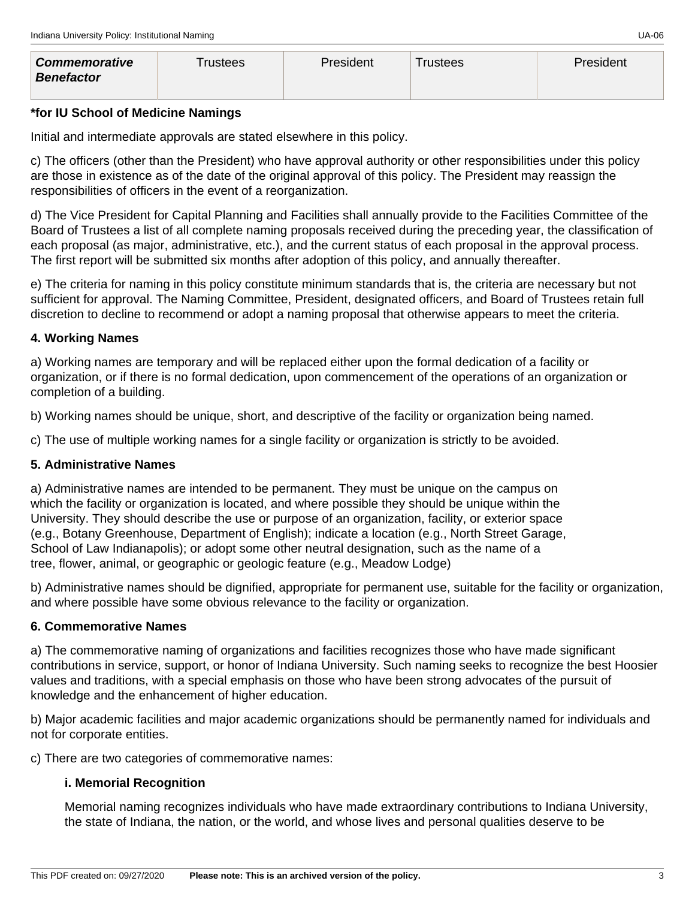| *Commemorative Benefactor* | Trustees | President | Trustees | President |
|---|---|---|---|---|

**\*for IU School of Medicine Namings**

Initial and intermediate approvals are stated elsewhere in this policy.

c) The officers (other than the President) who have approval authority or other responsibilities under this policy are those in existence as of the date of the original approval of this policy. The President may reassign the responsibilities of officers in the event of a reorganization.

d) The Vice President for Capital Planning and Facilities shall annually provide to the Facilities Committee of the Board of Trustees a list of all complete naming proposals received during the preceding year, the classification of each proposal (as major, administrative, etc.), and the current status of each proposal in the approval process. The first report will be submitted six months after adoption of this policy, and annually thereafter.

e) The criteria for naming in this policy constitute minimum standards that is, the criteria are necessary but not sufficient for approval. The Naming Committee, President, designated officers, and Board of Trustees retain full discretion to decline to recommend or adopt a naming proposal that otherwise appears to meet the criteria.

**4. Working Names**

a) Working names are temporary and will be replaced either upon the formal dedication of a facility or organization, or if there is no formal dedication, upon commencement of the operations of an organization or completion of a building.

b) Working names should be unique, short, and descriptive of the facility or organization being named.

c) The use of multiple working names for a single facility or organization is strictly to be avoided.

**5. Administrative Names**

a) Administrative names are intended to be permanent. They must be unique on the campus on which the facility or organization is located, and where possible they should be unique within the University. They should describe the use or purpose of an organization, facility, or exterior space (e.g., Botany Greenhouse, Department of English); indicate a location (e.g., North Street Garage, School of Law Indianapolis); or adopt some other neutral designation, such as the name of a tree, flower, animal, or geographic or geologic feature (e.g., Meadow Lodge)

b) Administrative names should be dignified, appropriate for permanent use, suitable for the facility or organization, and where possible have some obvious relevance to the facility or organization.

**6. Commemorative Names**

a) The commemorative naming of organizations and facilities recognizes those who have made significant contributions in service, support, or honor of Indiana University. Such naming seeks to recognize the best Hoosier values and traditions, with a special emphasis on those who have been strong advocates of the pursuit of knowledge and the enhancement of higher education.

b) Major academic facilities and major academic organizations should be permanently named for individuals and not for corporate entities.

c) There are two categories of commemorative names:

**i. Memorial Recognition**

Memorial naming recognizes individuals who have made extraordinary contributions to Indiana University, the state of Indiana, the nation, or the world, and whose lives and personal qualities deserve to be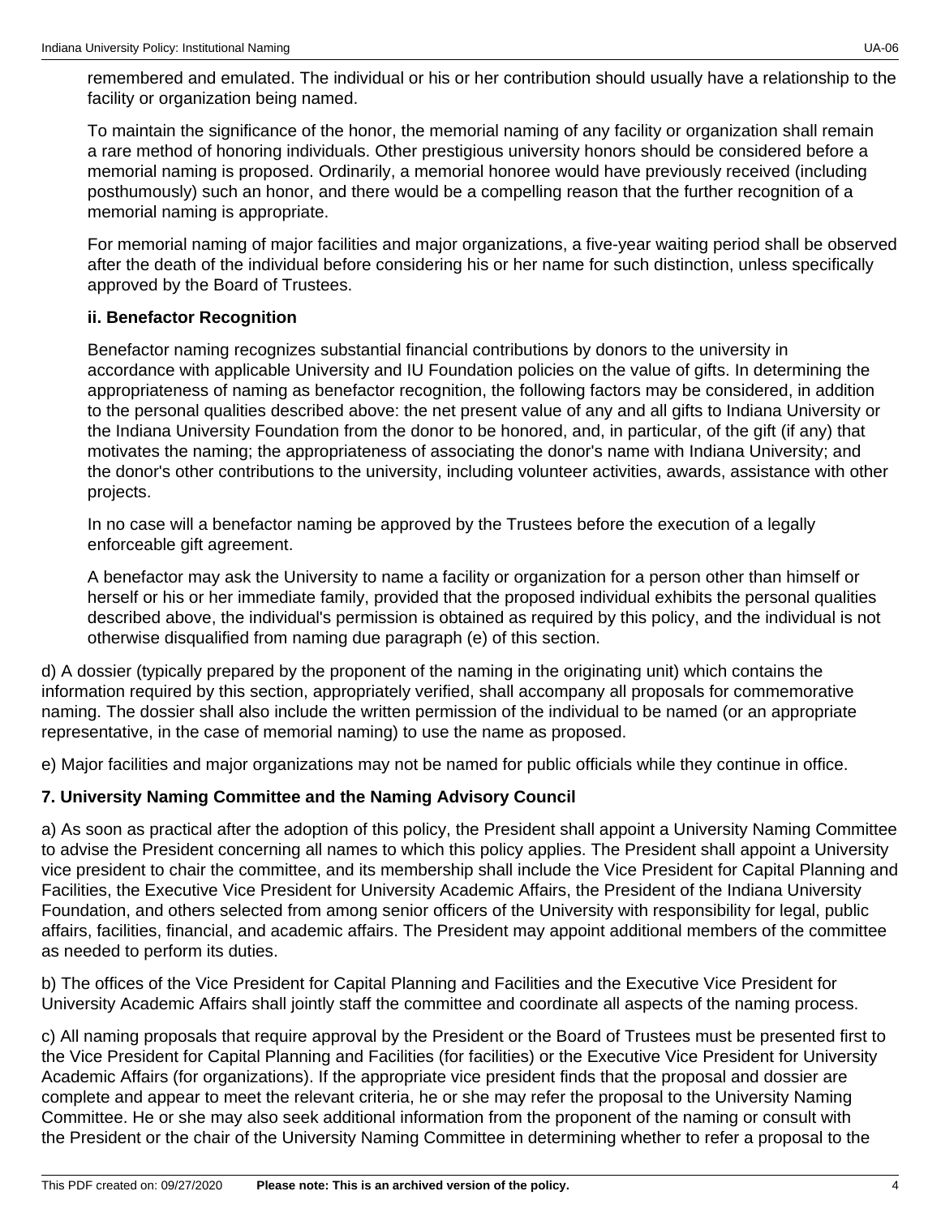remembered and emulated. The individual or his or her contribution should usually have a relationship to the facility or organization being named.

To maintain the significance of the honor, the memorial naming of any facility or organization shall remain a rare method of honoring individuals. Other prestigious university honors should be considered before a memorial naming is proposed. Ordinarily, a memorial honoree would have previously received (including posthumously) such an honor, and there would be a compelling reason that the further recognition of a memorial naming is appropriate.

For memorial naming of major facilities and major organizations, a five-year waiting period shall be observed after the death of the individual before considering his or her name for such distinction, unless specifically approved by the Board of Trustees.

**ii. Benefactor Recognition**

Benefactor naming recognizes substantial financial contributions by donors to the university in accordance with applicable University and IU Foundation policies on the value of gifts. In determining the appropriateness of naming as benefactor recognition, the following factors may be considered, in addition to the personal qualities described above: the net present value of any and all gifts to Indiana University or the Indiana University Foundation from the donor to be honored, and, in particular, of the gift (if any) that motivates the naming; the appropriateness of associating the donor's name with Indiana University; and the donor's other contributions to the university, including volunteer activities, awards, assistance with other projects.

In no case will a benefactor naming be approved by the Trustees before the execution of a legally enforceable gift agreement.

A benefactor may ask the University to name a facility or organization for a person other than himself or herself or his or her immediate family, provided that the proposed individual exhibits the personal qualities described above, the individual's permission is obtained as required by this policy, and the individual is not otherwise disqualified from naming due paragraph (e) of this section.

d) A dossier (typically prepared by the proponent of the naming in the originating unit) which contains the information required by this section, appropriately verified, shall accompany all proposals for commemorative naming. The dossier shall also include the written permission of the individual to be named (or an appropriate representative, in the case of memorial naming) to use the name as proposed.

e) Major facilities and major organizations may not be named for public officials while they continue in office.

**7. University Naming Committee and the Naming Advisory Council**

a) As soon as practical after the adoption of this policy, the President shall appoint a University Naming Committee to advise the President concerning all names to which this policy applies. The President shall appoint a University vice president to chair the committee, and its membership shall include the Vice President for Capital Planning and Facilities, the Executive Vice President for University Academic Affairs, the President of the Indiana University Foundation, and others selected from among senior officers of the University with responsibility for legal, public affairs, facilities, financial, and academic affairs. The President may appoint additional members of the committee as needed to perform its duties.

b) The offices of the Vice President for Capital Planning and Facilities and the Executive Vice President for University Academic Affairs shall jointly staff the committee and coordinate all aspects of the naming process.

c) All naming proposals that require approval by the President or the Board of Trustees must be presented first to the Vice President for Capital Planning and Facilities (for facilities) or the Executive Vice President for University Academic Affairs (for organizations). If the appropriate vice president finds that the proposal and dossier are complete and appear to meet the relevant criteria, he or she may refer the proposal to the University Naming Committee. He or she may also seek additional information from the proponent of the naming or consult with the President or the chair of the University Naming Committee in determining whether to refer a proposal to the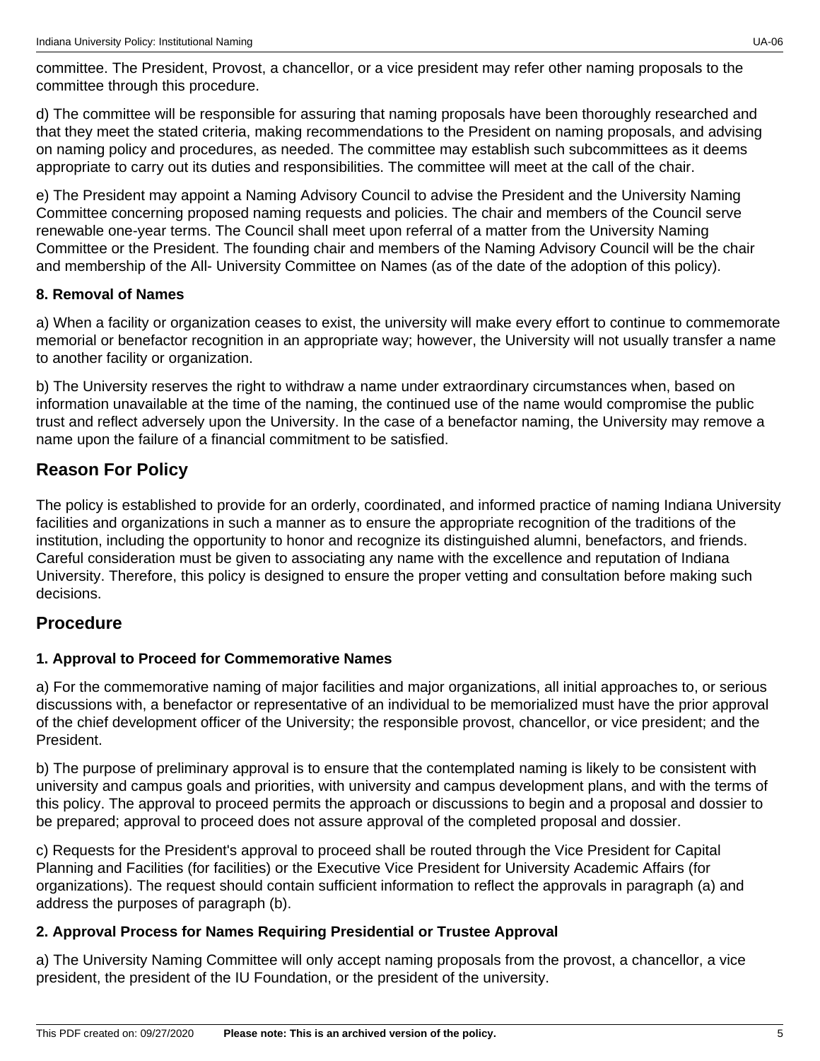committee. The President, Provost, a chancellor, or a vice president may refer other naming proposals to the committee through this procedure.

d) The committee will be responsible for assuring that naming proposals have been thoroughly researched and that they meet the stated criteria, making recommendations to the President on naming proposals, and advising on naming policy and procedures, as needed. The committee may establish such subcommittees as it deems appropriate to carry out its duties and responsibilities. The committee will meet at the call of the chair.

e) The President may appoint a Naming Advisory Council to advise the President and the University Naming Committee concerning proposed naming requests and policies. The chair and members of the Council serve renewable one-year terms. The Council shall meet upon referral of a matter from the University Naming Committee or the President. The founding chair and members of the Naming Advisory Council will be the chair and membership of the All- University Committee on Names (as of the date of the adoption of this policy).

**8. Removal of Names**

a) When a facility or organization ceases to exist, the university will make every effort to continue to commemorate memorial or benefactor recognition in an appropriate way; however, the University will not usually transfer a name to another facility or organization.

b) The University reserves the right to withdraw a name under extraordinary circumstances when, based on information unavailable at the time of the naming, the continued use of the name would compromise the public trust and reflect adversely upon the University. In the case of a benefactor naming, the University may remove a name upon the failure of a financial commitment to be satisfied.

## Reason For Policy

The policy is established to provide for an orderly, coordinated, and informed practice of naming Indiana University facilities and organizations in such a manner as to ensure the appropriate recognition of the traditions of the institution, including the opportunity to honor and recognize its distinguished alumni, benefactors, and friends. Careful consideration must be given to associating any name with the excellence and reputation of Indiana University. Therefore, this policy is designed to ensure the proper vetting and consultation before making such decisions.

## Procedure

**1. Approval to Proceed for Commemorative Names**

a) For the commemorative naming of major facilities and major organizations, all initial approaches to, or serious discussions with, a benefactor or representative of an individual to be memorialized must have the prior approval of the chief development officer of the University; the responsible provost, chancellor, or vice president; and the President.

b) The purpose of preliminary approval is to ensure that the contemplated naming is likely to be consistent with university and campus goals and priorities, with university and campus development plans, and with the terms of this policy. The approval to proceed permits the approach or discussions to begin and a proposal and dossier to be prepared; approval to proceed does not assure approval of the completed proposal and dossier.

c) Requests for the President's approval to proceed shall be routed through the Vice President for Capital Planning and Facilities (for facilities) or the Executive Vice President for University Academic Affairs (for organizations). The request should contain sufficient information to reflect the approvals in paragraph (a) and address the purposes of paragraph (b).

**2. Approval Process for Names Requiring Presidential or Trustee Approval**

a) The University Naming Committee will only accept naming proposals from the provost, a chancellor, a vice president, the president of the IU Foundation, or the president of the university.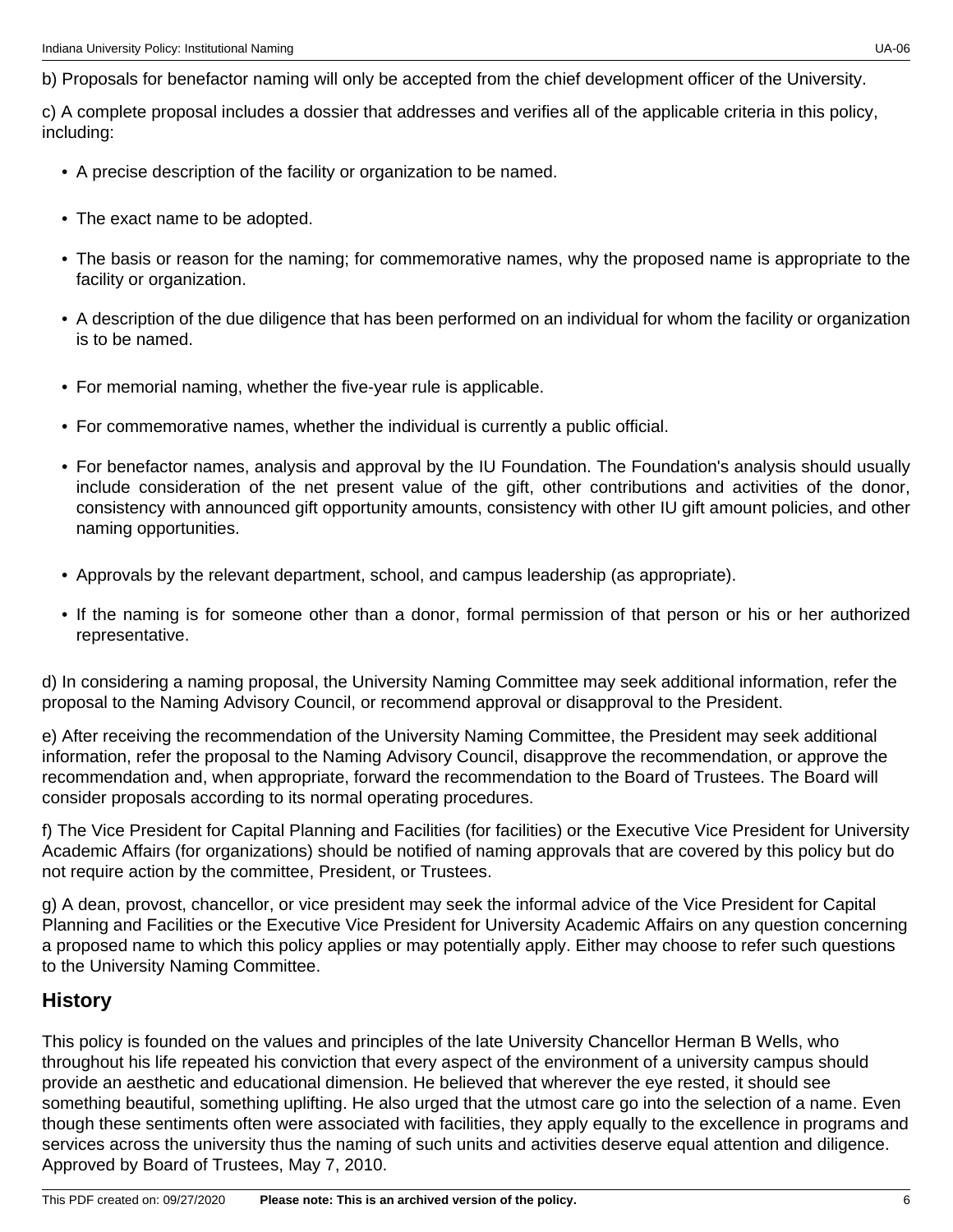b) Proposals for benefactor naming will only be accepted from the chief development officer of the University.

c) A complete proposal includes a dossier that addresses and verifies all of the applicable criteria in this policy, including:

- A precise description of the facility or organization to be named.
- The exact name to be adopted.
- The basis or reason for the naming; for commemorative names, why the proposed name is appropriate to the facility or organization.
- A description of the due diligence that has been performed on an individual for whom the facility or organization is to be named.
- For memorial naming, whether the five-year rule is applicable.
- For commemorative names, whether the individual is currently a public official.
- For benefactor names, analysis and approval by the IU Foundation. The Foundation's analysis should usually include consideration of the net present value of the gift, other contributions and activities of the donor, consistency with announced gift opportunity amounts, consistency with other IU gift amount policies, and other naming opportunities.
- Approvals by the relevant department, school, and campus leadership (as appropriate).
- If the naming is for someone other than a donor, formal permission of that person or his or her authorized representative.

d) In considering a naming proposal, the University Naming Committee may seek additional information, refer the proposal to the Naming Advisory Council, or recommend approval or disapproval to the President.

e) After receiving the recommendation of the University Naming Committee, the President may seek additional information, refer the proposal to the Naming Advisory Council, disapprove the recommendation, or approve the recommendation and, when appropriate, forward the recommendation to the Board of Trustees. The Board will consider proposals according to its normal operating procedures.

f) The Vice President for Capital Planning and Facilities (for facilities) or the Executive Vice President for University Academic Affairs (for organizations) should be notified of naming approvals that are covered by this policy but do not require action by the committee, President, or Trustees.

g) A dean, provost, chancellor, or vice president may seek the informal advice of the Vice President for Capital Planning and Facilities or the Executive Vice President for University Academic Affairs on any question concerning a proposed name to which this policy applies or may potentially apply. Either may choose to refer such questions to the University Naming Committee.

## History

This policy is founded on the values and principles of the late University Chancellor Herman B Wells, who throughout his life repeated his conviction that every aspect of the environment of a university campus should provide an aesthetic and educational dimension. He believed that wherever the eye rested, it should see something beautiful, something uplifting. He also urged that the utmost care go into the selection of a name. Even though these sentiments often were associated with facilities, they apply equally to the excellence in programs and services across the university thus the naming of such units and activities deserve equal attention and diligence. Approved by Board of Trustees, May 7, 2010.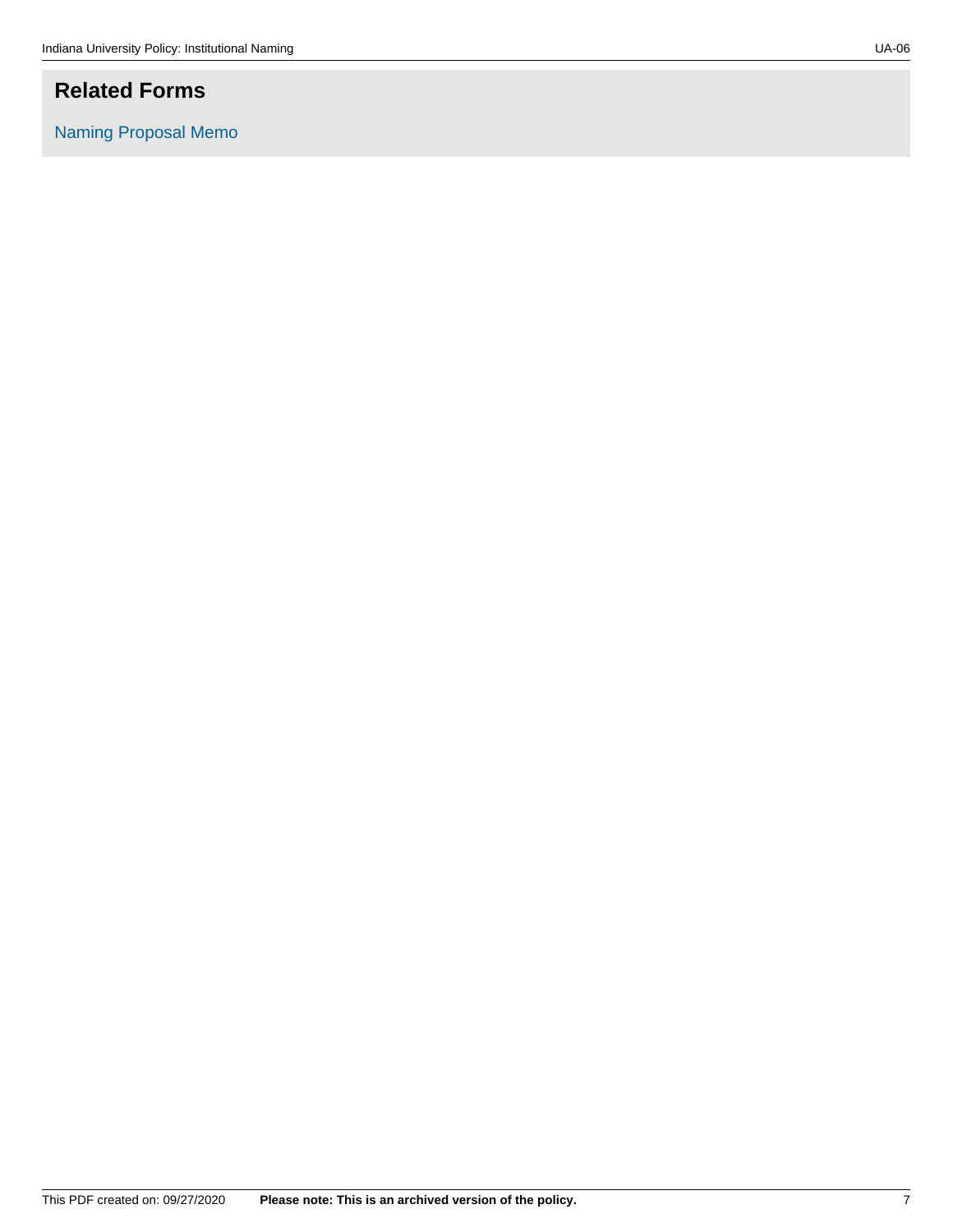## Related Forms

Naming Proposal Memo